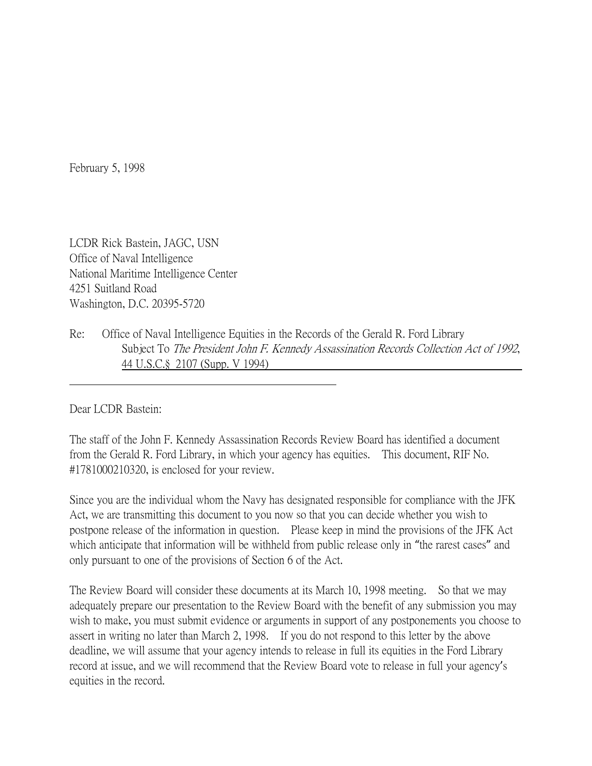February 5, 1998

LCDR Rick Bastein, JAGC, USN
Office of Naval Intelligence
National Maritime Intelligence Center
4251 Suitland Road
Washington, D.C. 20395-5720

Re: Office of Naval Intelligence Equities in the Records of the Gerald R. Ford Library
Subject To *The President John F. Kennedy Assassination Records Collection Act of 1992*, 44 U.S.C.§ 2107 (Supp. V 1994)

Dear LCDR Bastein:

The staff of the John F. Kennedy Assassination Records Review Board has identified a document from the Gerald R. Ford Library, in which your agency has equities. This document, RIF No. #1781000210320, is enclosed for your review.

Since you are the individual whom the Navy has designated responsible for compliance with the JFK Act, we are transmitting this document to you now so that you can decide whether you wish to postpone release of the information in question. Please keep in mind the provisions of the JFK Act which anticipate that information will be withheld from public release only in "the rarest cases" and only pursuant to one of the provisions of Section 6 of the Act.

The Review Board will consider these documents at its March 10, 1998 meeting. So that we may adequately prepare our presentation to the Review Board with the benefit of any submission you may wish to make, you must submit evidence or arguments in support of any postponements you choose to assert in writing no later than March 2, 1998. If you do not respond to this letter by the above deadline, we will assume that your agency intends to release in full its equities in the Ford Library record at issue, and we will recommend that the Review Board vote to release in full your agency's equities in the record.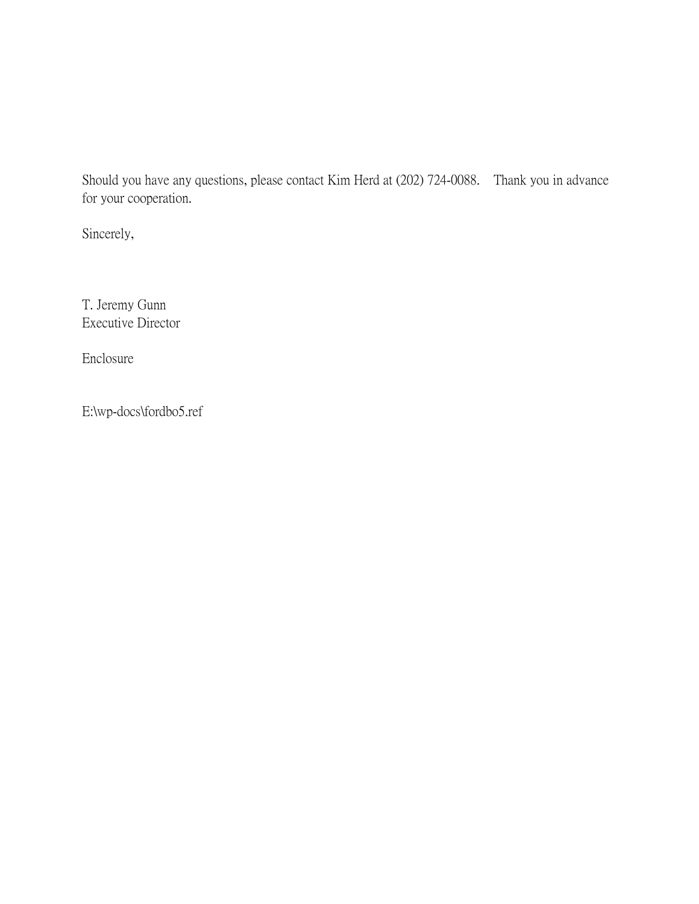Should you have any questions, please contact Kim Herd at (202) 724-0088. Thank you in advance for your cooperation.

Sincerely,

T. Jeremy Gunn
Executive Director

Enclosure

E:\wp-docs\fordbo5.ref